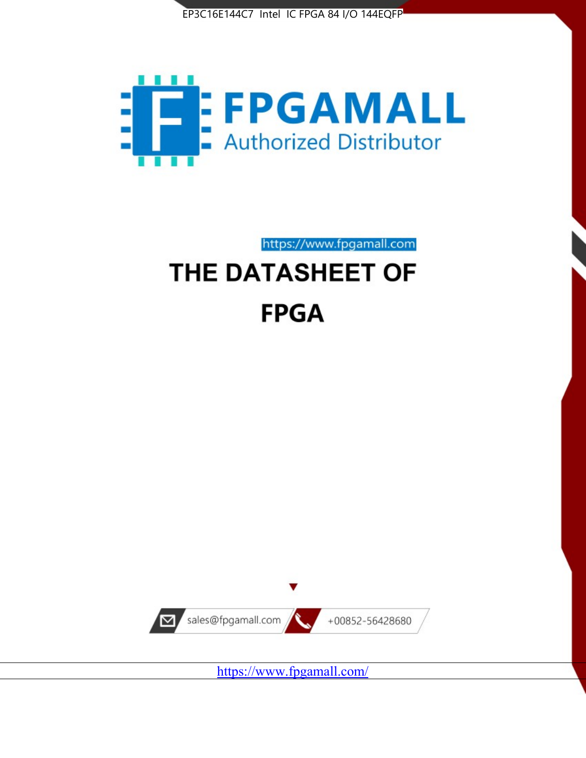EP3C16E144C7 Intel IC FPGA 84 I/O 144EQFP

FPGAMALL

Authorized Distributor

https://www.fpgamall.com

# THE DATASHEET OF

# FPGA

sales@fpgamall.com

+00852-56428680

https://www.fpgamall.com/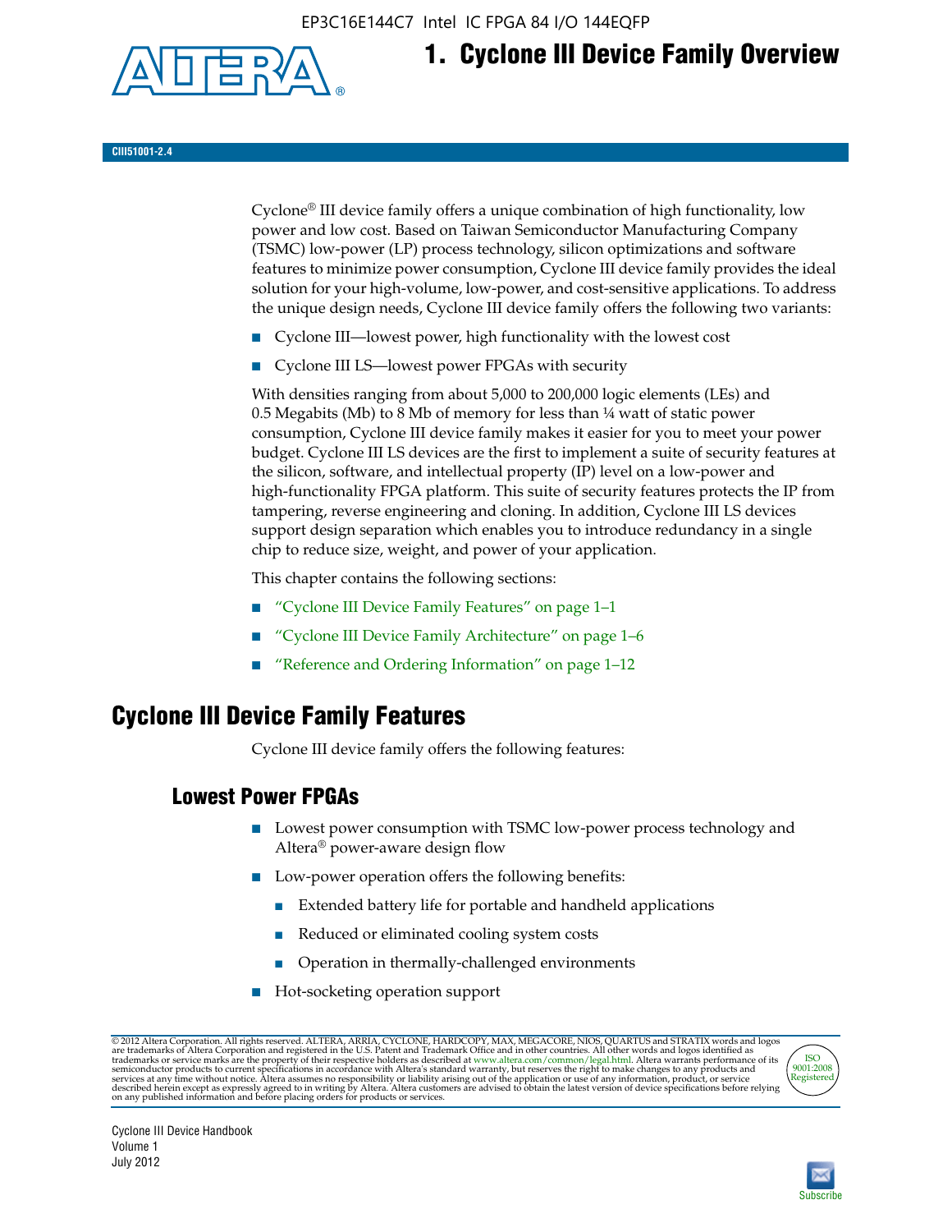# 1. Cyclone III Device Family Overview

CIII51001-2.4

Cyclone® III device family offers a unique combination of high functionality, low power and low cost. Based on Taiwan Semiconductor Manufacturing Company (TSMC) low-power (LP) process technology, silicon optimizations and software features to minimize power consumption, Cyclone III device family provides the ideal solution for your high-volume, low-power, and cost-sensitive applications. To address the unique design needs, Cyclone III device family offers the following two variants:

- Cyclone III—lowest power, high functionality with the lowest cost
- Cyclone III LS—lowest power FPGAs with security

With densities ranging from about 5,000 to 200,000 logic elements (LEs) and 0.5 Megabits (Mb) to 8 Mb of memory for less than ¼ watt of static power consumption, Cyclone III device family makes it easier for you to meet your power budget. Cyclone III LS devices are the first to implement a suite of security features at the silicon, software, and intellectual property (IP) level on a low-power and high-functionality FPGA platform. This suite of security features protects the IP from tampering, reverse engineering and cloning. In addition, Cyclone III LS devices support design separation which enables you to introduce redundancy in a single chip to reduce size, weight, and power of your application.

This chapter contains the following sections:

- "Cyclone III Device Family Features" on page 1–1
- "Cyclone III Device Family Architecture" on page 1–6
- "Reference and Ordering Information" on page 1–12

## Cyclone III Device Family Features

Cyclone III device family offers the following features:

### Lowest Power FPGAs

- Lowest power consumption with TSMC low-power process technology and Altera® power-aware design flow
- Low-power operation offers the following benefits:
  - Extended battery life for portable and handheld applications
  - Reduced or eliminated cooling system costs
  - Operation in thermally-challenged environments
- Hot-socketing operation support

© 2012 Altera Corporation. All rights reserved. ALTERA, ARRIA, CYCLONE, HARDCOPY, MAX, MEGACORE, NIOS, QUARTUS and STRATIX words and logos are trademarks of Altera Corporation and registered in the U.S. Patent and Trademark Office and in other countries. All other words and logos identified as trademarks or service marks are the property of their respective holders as described at www.altera.com/common/legal.html. Altera warrants performance of its semiconductor products to current specifications in accordance with Altera's standard warranty, but reserves the right to make changes to any products and services at any time without notice. Altera assumes no responsibility or liability arising out of the application or use of any information, product, or service described herein except as expressly agreed to in writing by Altera. Altera customers are advised to obtain the latest version of device specifications before relying on any published information and before placing orders for products or services.

Cyclone III Device Handbook
Volume 1
July 2012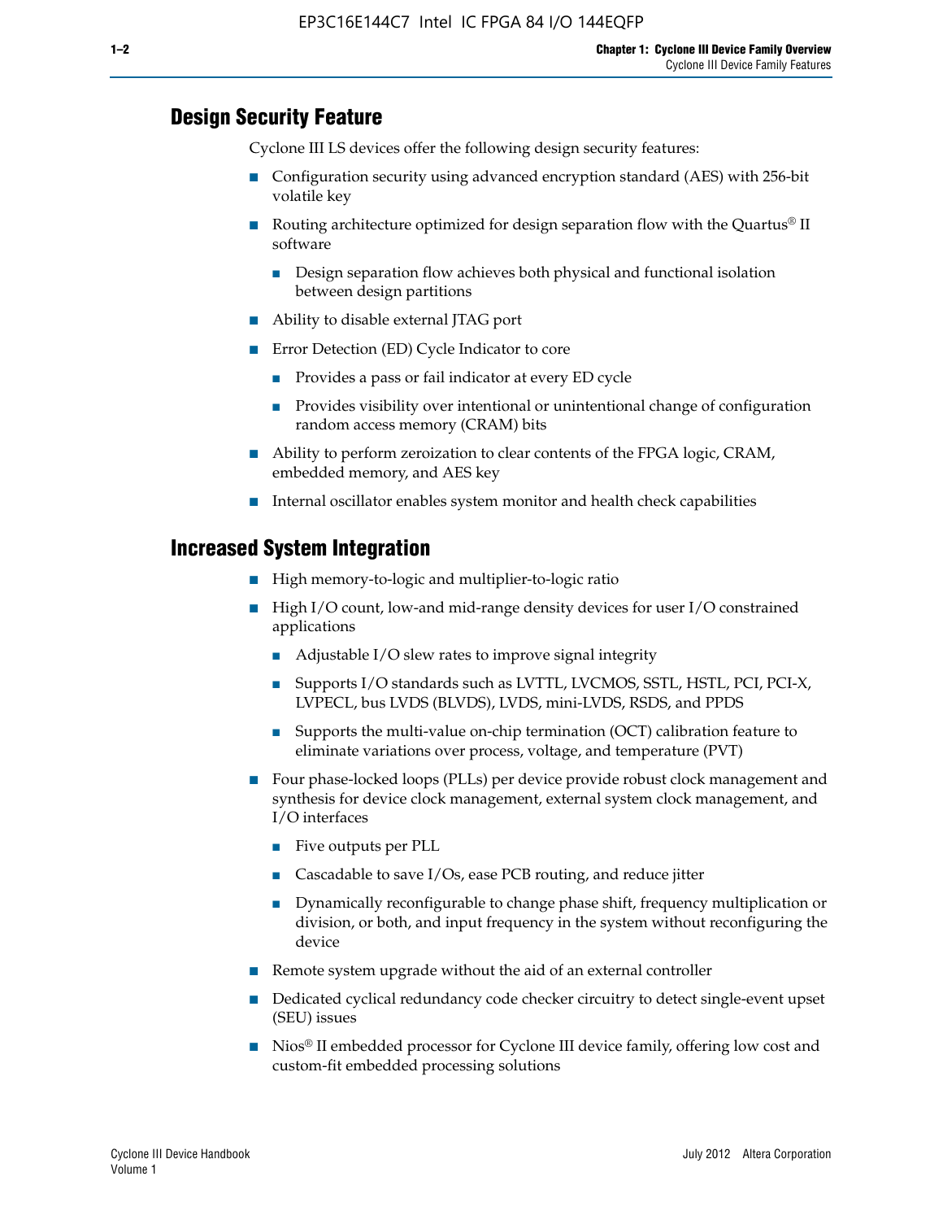## Design Security Feature

Cyclone III LS devices offer the following design security features:

- Configuration security using advanced encryption standard (AES) with 256-bit volatile key
- Routing architecture optimized for design separation flow with the Quartus® II software
  - Design separation flow achieves both physical and functional isolation between design partitions
- Ability to disable external JTAG port
- Error Detection (ED) Cycle Indicator to core
  - Provides a pass or fail indicator at every ED cycle
  - Provides visibility over intentional or unintentional change of configuration random access memory (CRAM) bits
- Ability to perform zeroization to clear contents of the FPGA logic, CRAM, embedded memory, and AES key
- Internal oscillator enables system monitor and health check capabilities

## Increased System Integration

- High memory-to-logic and multiplier-to-logic ratio
- High I/O count, low-and mid-range density devices for user I/O constrained applications
  - Adjustable I/O slew rates to improve signal integrity
  - Supports I/O standards such as LVTTL, LVCMOS, SSTL, HSTL, PCI, PCI-X, LVPECL, bus LVDS (BLVDS), LVDS, mini-LVDS, RSDS, and PPDS
  - Supports the multi-value on-chip termination (OCT) calibration feature to eliminate variations over process, voltage, and temperature (PVT)
- Four phase-locked loops (PLLs) per device provide robust clock management and synthesis for device clock management, external system clock management, and I/O interfaces
  - Five outputs per PLL
  - Cascadable to save I/Os, ease PCB routing, and reduce jitter
  - Dynamically reconfigurable to change phase shift, frequency multiplication or division, or both, and input frequency in the system without reconfiguring the device
- Remote system upgrade without the aid of an external controller
- Dedicated cyclical redundancy code checker circuitry to detect single-event upset (SEU) issues
- Nios® II embedded processor for Cyclone III device family, offering low cost and custom-fit embedded processing solutions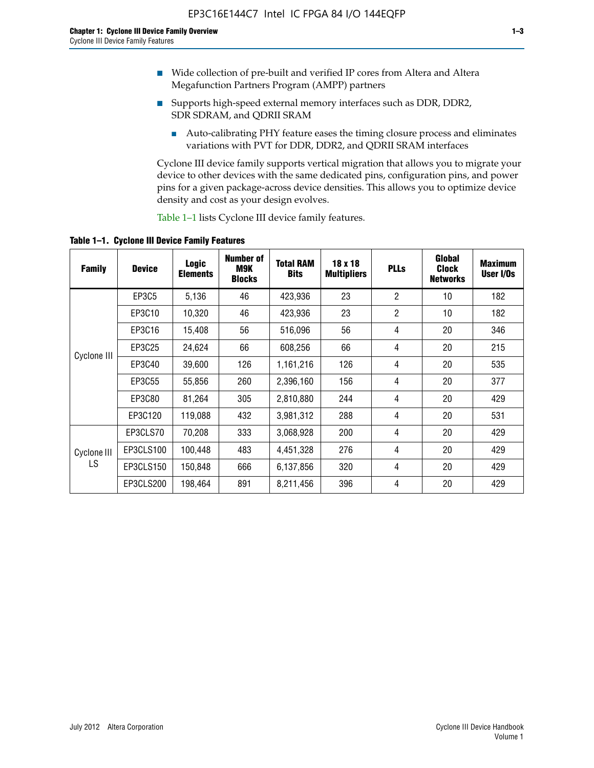- Wide collection of pre-built and verified IP cores from Altera and Altera Megafunction Partners Program (AMPP) partners
- Supports high-speed external memory interfaces such as DDR, DDR2, SDR SDRAM, and QDRII SRAM
  - Auto-calibrating PHY feature eases the timing closure process and eliminates variations with PVT for DDR, DDR2, and QDRII SRAM interfaces

Cyclone III device family supports vertical migration that allows you to migrate your device to other devices with the same dedicated pins, configuration pins, and power pins for a given package-across device densities. This allows you to optimize device density and cost as your design evolves.

Table 1–1 lists Cyclone III device family features.

**Table 1–1. Cyclone III Device Family Features**

| Family | Device | Logic Elements | Number of M9K Blocks | Total RAM Bits | 18 x 18 Multipliers | PLLs | Global Clock Networks | Maximum User I/Os |
|---|---|---|---|---|---|---|---|---|
| Cyclone III | EP3C5 | 5,136 | 46 | 423,936 | 23 | 2 | 10 | 182 |
| | EP3C10 | 10,320 | 46 | 423,936 | 23 | 2 | 10 | 182 |
| | EP3C16 | 15,408 | 56 | 516,096 | 56 | 4 | 20 | 346 |
| | EP3C25 | 24,624 | 66 | 608,256 | 66 | 4 | 20 | 215 |
| | EP3C40 | 39,600 | 126 | 1,161,216 | 126 | 4 | 20 | 535 |
| | EP3C55 | 55,856 | 260 | 2,396,160 | 156 | 4 | 20 | 377 |
| | EP3C80 | 81,264 | 305 | 2,810,880 | 244 | 4 | 20 | 429 |
| | EP3C120 | 119,088 | 432 | 3,981,312 | 288 | 4 | 20 | 531 |
| Cyclone III LS | EP3CLS70 | 70,208 | 333 | 3,068,928 | 200 | 4 | 20 | 429 |
| | EP3CLS100 | 100,448 | 483 | 4,451,328 | 276 | 4 | 20 | 429 |
| | EP3CLS150 | 150,848 | 666 | 6,137,856 | 320 | 4 | 20 | 429 |
| | EP3CLS200 | 198,464 | 891 | 8,211,456 | 396 | 4 | 20 | 429 |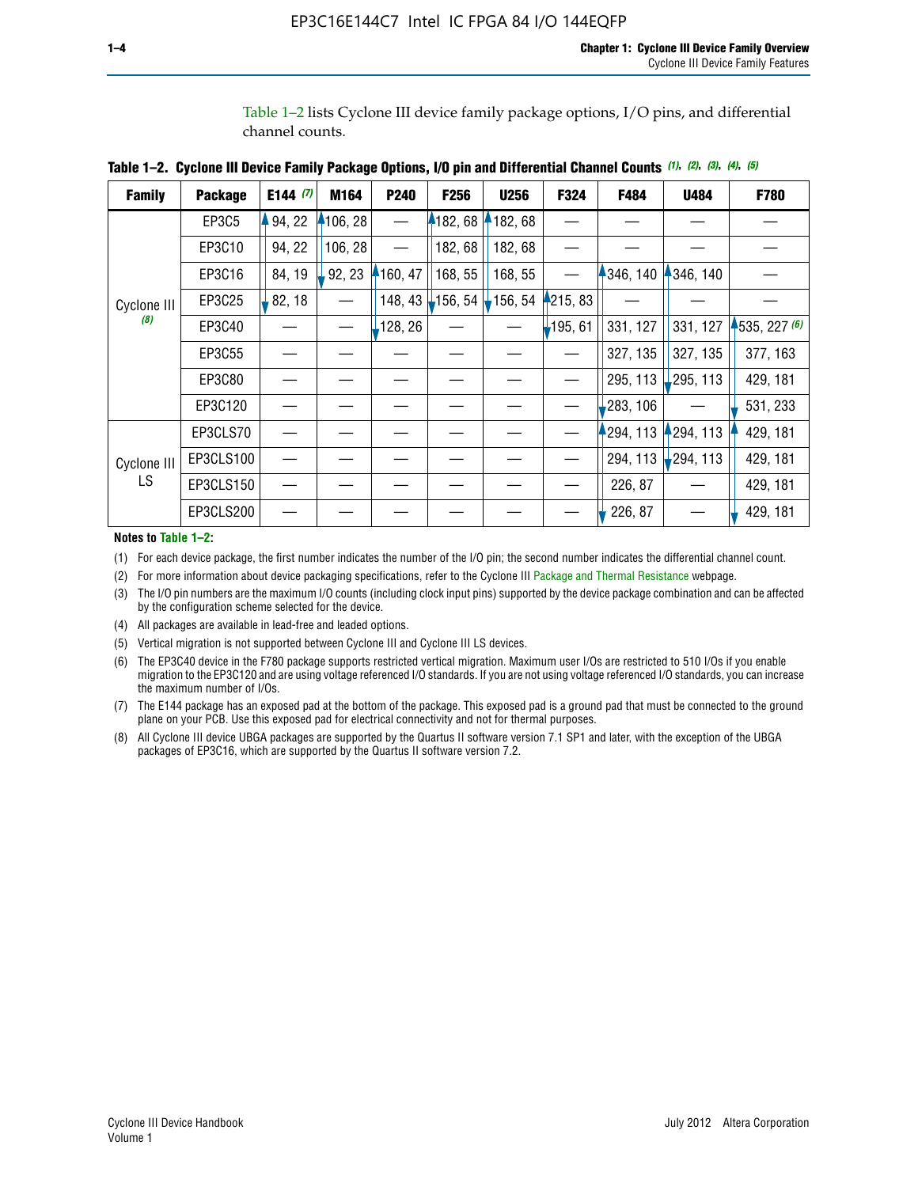Table 1–2 lists Cyclone III device family package options, I/O pins, and differential channel counts.

**Table 1–2. Cyclone III Device Family Package Options, I/O pin and Differential Channel Counts** *(1)*, *(2)*, *(3)*, *(4)*, *(5)*

| Family | Package | E144 *(7)* | M164 | P240 | F256 | U256 | F324 | F484 | U484 | F780 |
|---|---|---|---|---|---|---|---|---|---|---|
| Cyclone III *(8)* | EP3C5 | 94, 22 | 106, 28 | — | 182, 68 | 182, 68 | — | — | — | — |
| | EP3C10 | 94, 22 | 106, 28 | — | 182, 68 | 182, 68 | — | — | — | — |
| | EP3C16 | 84, 19 | 92, 23 | 160, 47 | 168, 55 | 168, 55 | — | 346, 140 | 346, 140 | — |
| | EP3C25 | 82, 18 | — | 148, 43 | 156, 54 | 156, 54 | 215, 83 | — | — | — |
| | EP3C40 | — | — | 128, 26 | — | — | 195, 61 | 331, 127 | 331, 127 | 535, 227 *(6)* |
| | EP3C55 | — | — | — | — | — | — | 327, 135 | 327, 135 | 377, 163 |
| | EP3C80 | — | — | — | — | — | — | 295, 113 | 295, 113 | 429, 181 |
| | EP3C120 | — | — | — | — | — | — | 283, 106 | — | 531, 233 |
| Cyclone III LS | EP3CLS70 | — | — | — | — | — | — | 294, 113 | 294, 113 | 429, 181 |
| | EP3CLS100 | — | — | — | — | — | — | 294, 113 | 294, 113 | 429, 181 |
| | EP3CLS150 | — | — | — | — | — | — | 226, 87 | — | 429, 181 |
| | EP3CLS200 | — | — | — | — | — | — | 226, 87 | — | 429, 181 |

**Notes to Table 1–2:**

(1) For each device package, the first number indicates the number of the I/O pin; the second number indicates the differential channel count.

(2) For more information about device packaging specifications, refer to the Cyclone III Package and Thermal Resistance webpage.

(3) The I/O pin numbers are the maximum I/O counts (including clock input pins) supported by the device package combination and can be affected by the configuration scheme selected for the device.

(4) All packages are available in lead-free and leaded options.

(5) Vertical migration is not supported between Cyclone III and Cyclone III LS devices.

(6) The EP3C40 device in the F780 package supports restricted vertical migration. Maximum user I/Os are restricted to 510 I/Os if you enable migration to the EP3C120 and are using voltage referenced I/O standards. If you are not using voltage referenced I/O standards, you can increase the maximum number of I/Os.

(7) The E144 package has an exposed pad at the bottom of the package. This exposed pad is a ground pad that must be connected to the ground plane on your PCB. Use this exposed pad for electrical connectivity and not for thermal purposes.

(8) All Cyclone III device UBGA packages are supported by the Quartus II software version 7.1 SP1 and later, with the exception of the UBGA packages of EP3C16, which are supported by the Quartus II software version 7.2.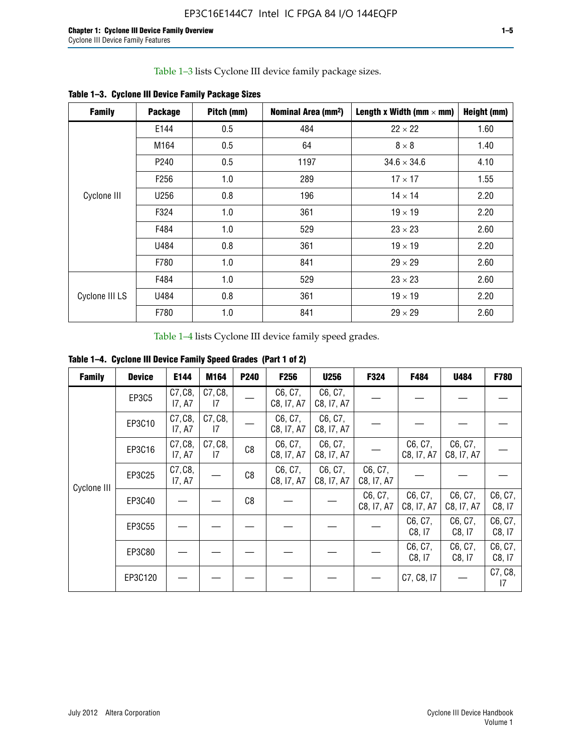Table 1–3 lists Cyclone III device family package sizes.

**Table 1–3. Cyclone III Device Family Package Sizes**

| Family | Package | Pitch (mm) | Nominal Area (mm²) | Length x Width (mm × mm) | Height (mm) |
|---|---|---|---|---|---|
| Cyclone III | E144 | 0.5 | 484 | 22 × 22 | 1.60 |
| | M164 | 0.5 | 64 | 8 × 8 | 1.40 |
| | P240 | 0.5 | 1197 | 34.6 × 34.6 | 4.10 |
| | F256 | 1.0 | 289 | 17 × 17 | 1.55 |
| | U256 | 0.8 | 196 | 14 × 14 | 2.20 |
| | F324 | 1.0 | 361 | 19 × 19 | 2.20 |
| | F484 | 1.0 | 529 | 23 × 23 | 2.60 |
| | U484 | 0.8 | 361 | 19 × 19 | 2.20 |
| | F780 | 1.0 | 841 | 29 × 29 | 2.60 |
| Cyclone III LS | F484 | 1.0 | 529 | 23 × 23 | 2.60 |
| | U484 | 0.8 | 361 | 19 × 19 | 2.20 |
| | F780 | 1.0 | 841 | 29 × 29 | 2.60 |

Table 1–4 lists Cyclone III device family speed grades.

**Table 1–4. Cyclone III Device Family Speed Grades (Part 1 of 2)**

| Family | Device | E144 | M164 | P240 | F256 | U256 | F324 | F484 | U484 | F780 |
|---|---|---|---|---|---|---|---|---|---|---|
| Cyclone III | EP3C5 | C7, C8, I7, A7 | C7, C8, I7 | — | C6, C7, C8, I7, A7 | C6, C7, C8, I7, A7 | — | — | — | — |
| | EP3C10 | C7, C8, I7, A7 | C7, C8, I7 | — | C6, C7, C8, I7, A7 | C6, C7, C8, I7, A7 | — | — | — | — |
| | EP3C16 | C7, C8, I7, A7 | C7, C8, I7 | C8 | C6, C7, C8, I7, A7 | C6, C7, C8, I7, A7 | — | C6, C7, C8, I7, A7 | C6, C7, C8, I7, A7 | — |
| | EP3C25 | C7, C8, I7, A7 | — | C8 | C6, C7, C8, I7, A7 | C6, C7, C8, I7, A7 | C6, C7, C8, I7, A7 | — | — | — |
| | EP3C40 | — | — | C8 | — | — | C6, C7, C8, I7, A7 | C6, C7, C8, I7, A7 | C6, C7, C8, I7, A7 | C6, C7, C8, I7 |
| | EP3C55 | — | — | — | — | — | — | C6, C7, C8, I7 | C6, C7, C8, I7 | C6, C7, C8, I7 |
| | EP3C80 | — | — | — | — | — | — | C6, C7, C8, I7 | C6, C7, C8, I7 | C6, C7, C8, I7 |
| | EP3C120 | — | — | — | — | — | — | C7, C8, I7 | — | C7, C8, I7 |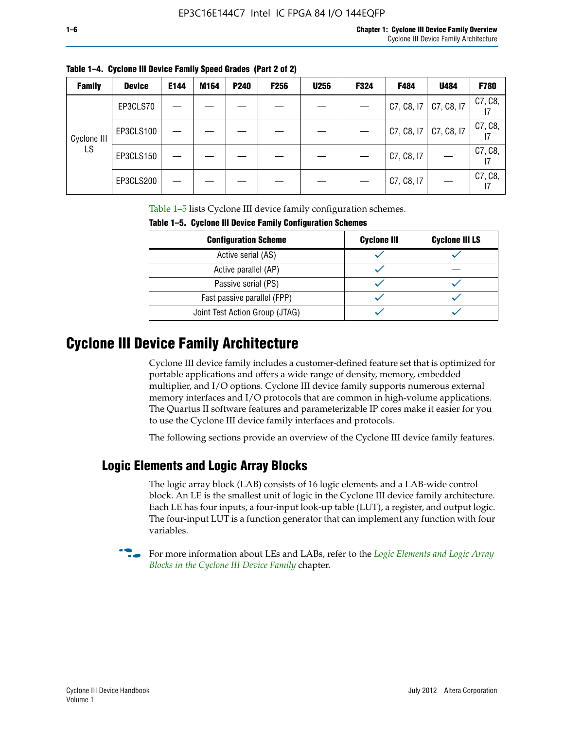Table 1–4. Cyclone III Device Family Speed Grades (Part 2 of 2)

| Family | Device | E144 | M164 | P240 | F256 | U256 | F324 | F484 | U484 | F780 |
|---|---|---|---|---|---|---|---|---|---|---|
| Cyclone III LS | EP3CLS70 | — | — | — | — | — | — | C7, C8, I7 | C7, C8, I7 | C7, C8, I7 |
| | EP3CLS100 | — | — | — | — | — | — | C7, C8, I7 | C7, C8, I7 | C7, C8, I7 |
| | EP3CLS150 | — | — | — | — | — | — | C7, C8, I7 | — | C7, C8, I7 |
| | EP3CLS200 | — | — | — | — | — | — | C7, C8, I7 | — | C7, C8, I7 |

Table 1–5 lists Cyclone III device family configuration schemes.

Table 1–5. Cyclone III Device Family Configuration Schemes

| Configuration Scheme | Cyclone III | Cyclone III LS |
|---|---|---|
| Active serial (AS) | ✓ | ✓ |
| Active parallel (AP) | ✓ | — |
| Passive serial (PS) | ✓ | ✓ |
| Fast passive parallel (FPP) | ✓ | ✓ |
| Joint Test Action Group (JTAG) | ✓ | ✓ |

# Cyclone III Device Family Architecture

Cyclone III device family includes a customer-defined feature set that is optimized for portable applications and offers a wide range of density, memory, embedded multiplier, and I/O options. Cyclone III device family supports numerous external memory interfaces and I/O protocols that are common in high-volume applications. The Quartus II software features and parameterizable IP cores make it easier for you to use the Cyclone III device family interfaces and protocols.

The following sections provide an overview of the Cyclone III device family features.

## Logic Elements and Logic Array Blocks

The logic array block (LAB) consists of 16 logic elements and a LAB-wide control block. An LE is the smallest unit of logic in the Cyclone III device family architecture. Each LE has four inputs, a four-input look-up table (LUT), a register, and output logic. The four-input LUT is a function generator that can implement any function with four variables.

For more information about LEs and LABs, refer to the *Logic Elements and Logic Array Blocks in the Cyclone III Device Family* chapter.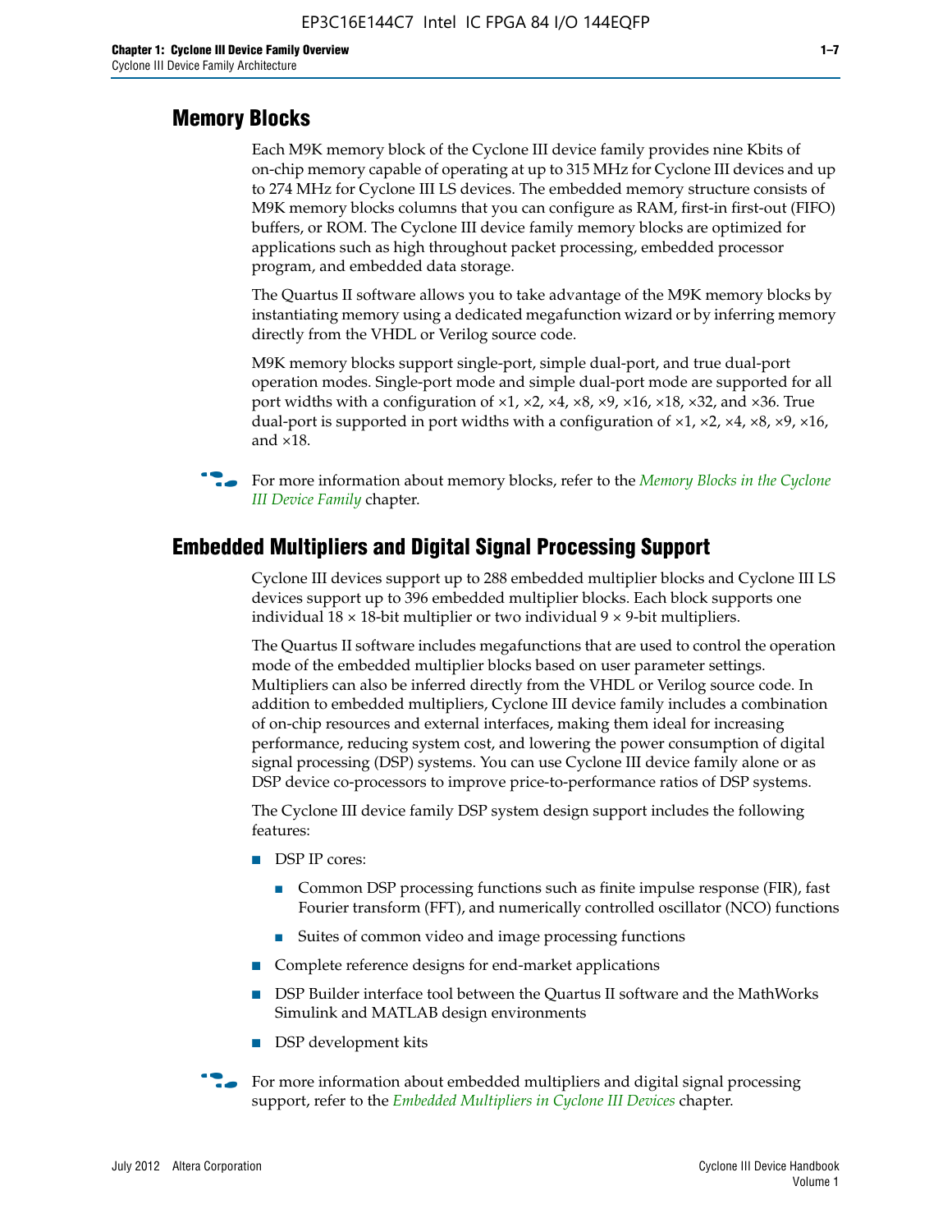## Memory Blocks

Each M9K memory block of the Cyclone III device family provides nine Kbits of on-chip memory capable of operating at up to 315 MHz for Cyclone III devices and up to 274 MHz for Cyclone III LS devices. The embedded memory structure consists of M9K memory blocks columns that you can configure as RAM, first-in first-out (FIFO) buffers, or ROM. The Cyclone III device family memory blocks are optimized for applications such as high throughput packet processing, embedded processor program, and embedded data storage.

The Quartus II software allows you to take advantage of the M9K memory blocks by instantiating memory using a dedicated megafunction wizard or by inferring memory directly from the VHDL or Verilog source code.

M9K memory blocks support single-port, simple dual-port, and true dual-port operation modes. Single-port mode and simple dual-port mode are supported for all port widths with a configuration of ×1, ×2, ×4, ×8, ×9, ×16, ×18, ×32, and ×36. True dual-port is supported in port widths with a configuration of ×1, ×2, ×4, ×8, ×9, ×16, and ×18.

For more information about memory blocks, refer to the *Memory Blocks in the Cyclone III Device Family* chapter.

## Embedded Multipliers and Digital Signal Processing Support

Cyclone III devices support up to 288 embedded multiplier blocks and Cyclone III LS devices support up to 396 embedded multiplier blocks. Each block supports one individual 18 × 18-bit multiplier or two individual 9 × 9-bit multipliers.

The Quartus II software includes megafunctions that are used to control the operation mode of the embedded multiplier blocks based on user parameter settings. Multipliers can also be inferred directly from the VHDL or Verilog source code. In addition to embedded multipliers, Cyclone III device family includes a combination of on-chip resources and external interfaces, making them ideal for increasing performance, reducing system cost, and lowering the power consumption of digital signal processing (DSP) systems. You can use Cyclone III device family alone or as DSP device co-processors to improve price-to-performance ratios of DSP systems.

The Cyclone III device family DSP system design support includes the following features:

- DSP IP cores:
  - Common DSP processing functions such as finite impulse response (FIR), fast Fourier transform (FFT), and numerically controlled oscillator (NCO) functions
  - Suites of common video and image processing functions
- Complete reference designs for end-market applications
- DSP Builder interface tool between the Quartus II software and the MathWorks Simulink and MATLAB design environments
- DSP development kits

For more information about embedded multipliers and digital signal processing support, refer to the *Embedded Multipliers in Cyclone III Devices* chapter.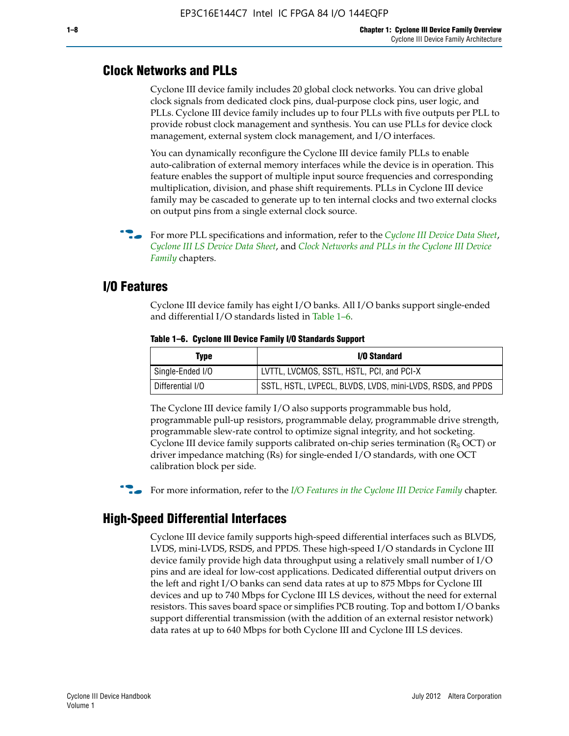## Clock Networks and PLLs

Cyclone III device family includes 20 global clock networks. You can drive global clock signals from dedicated clock pins, dual-purpose clock pins, user logic, and PLLs. Cyclone III device family includes up to four PLLs with five outputs per PLL to provide robust clock management and synthesis. You can use PLLs for device clock management, external system clock management, and I/O interfaces.

You can dynamically reconfigure the Cyclone III device family PLLs to enable auto-calibration of external memory interfaces while the device is in operation. This feature enables the support of multiple input source frequencies and corresponding multiplication, division, and phase shift requirements. PLLs in Cyclone III device family may be cascaded to generate up to ten internal clocks and two external clocks on output pins from a single external clock source.

For more PLL specifications and information, refer to the *Cyclone III Device Data Sheet*, *Cyclone III LS Device Data Sheet*, and *Clock Networks and PLLs in the Cyclone III Device Family* chapters.

## I/O Features

Cyclone III device family has eight I/O banks. All I/O banks support single-ended and differential I/O standards listed in Table 1–6.

**Table 1–6. Cyclone III Device Family I/O Standards Support**

| Type | I/O Standard |
|---|---|
| Single-Ended I/O | LVTTL, LVCMOS, SSTL, HSTL, PCI, and PCI-X |
| Differential I/O | SSTL, HSTL, LVPECL, BLVDS, LVDS, mini-LVDS, RSDS, and PPDS |

The Cyclone III device family I/O also supports programmable bus hold, programmable pull-up resistors, programmable delay, programmable drive strength, programmable slew-rate control to optimize signal integrity, and hot socketing. Cyclone III device family supports calibrated on-chip series termination ($R_S$ OCT) or driver impedance matching (Rs) for single-ended I/O standards, with one OCT calibration block per side.

For more information, refer to the *I/O Features in the Cyclone III Device Family* chapter.

## High-Speed Differential Interfaces

Cyclone III device family supports high-speed differential interfaces such as BLVDS, LVDS, mini-LVDS, RSDS, and PPDS. These high-speed I/O standards in Cyclone III device family provide high data throughput using a relatively small number of I/O pins and are ideal for low-cost applications. Dedicated differential output drivers on the left and right I/O banks can send data rates at up to 875 Mbps for Cyclone III devices and up to 740 Mbps for Cyclone III LS devices, without the need for external resistors. This saves board space or simplifies PCB routing. Top and bottom I/O banks support differential transmission (with the addition of an external resistor network) data rates at up to 640 Mbps for both Cyclone III and Cyclone III LS devices.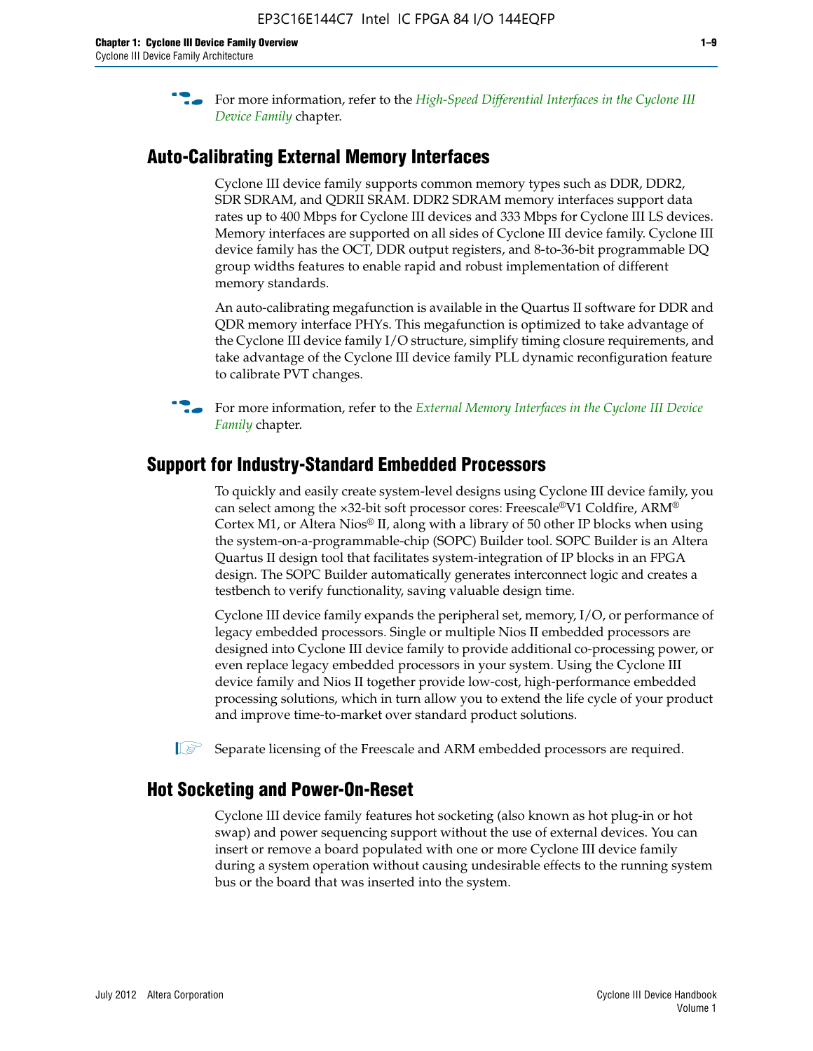For more information, refer to the *High-Speed Differential Interfaces in the Cyclone III Device Family* chapter.

## Auto-Calibrating External Memory Interfaces

Cyclone III device family supports common memory types such as DDR, DDR2, SDR SDRAM, and QDRII SRAM. DDR2 SDRAM memory interfaces support data rates up to 400 Mbps for Cyclone III devices and 333 Mbps for Cyclone III LS devices. Memory interfaces are supported on all sides of Cyclone III device family. Cyclone III device family has the OCT, DDR output registers, and 8-to-36-bit programmable DQ group widths features to enable rapid and robust implementation of different memory standards.

An auto-calibrating megafunction is available in the Quartus II software for DDR and QDR memory interface PHYs. This megafunction is optimized to take advantage of the Cyclone III device family I/O structure, simplify timing closure requirements, and take advantage of the Cyclone III device family PLL dynamic reconfiguration feature to calibrate PVT changes.

For more information, refer to the *External Memory Interfaces in the Cyclone III Device Family* chapter.

## Support for Industry-Standard Embedded Processors

To quickly and easily create system-level designs using Cyclone III device family, you can select among the ×32-bit soft processor cores: Freescale®V1 Coldfire, ARM® Cortex M1, or Altera Nios® II, along with a library of 50 other IP blocks when using the system-on-a-programmable-chip (SOPC) Builder tool. SOPC Builder is an Altera Quartus II design tool that facilitates system-integration of IP blocks in an FPGA design. The SOPC Builder automatically generates interconnect logic and creates a testbench to verify functionality, saving valuable design time.

Cyclone III device family expands the peripheral set, memory, I/O, or performance of legacy embedded processors. Single or multiple Nios II embedded processors are designed into Cyclone III device family to provide additional co-processing power, or even replace legacy embedded processors in your system. Using the Cyclone III device family and Nios II together provide low-cost, high-performance embedded processing solutions, which in turn allow you to extend the life cycle of your product and improve time-to-market over standard product solutions.

Separate licensing of the Freescale and ARM embedded processors are required.

## Hot Socketing and Power-On-Reset

Cyclone III device family features hot socketing (also known as hot plug-in or hot swap) and power sequencing support without the use of external devices. You can insert or remove a board populated with one or more Cyclone III device family during a system operation without causing undesirable effects to the running system bus or the board that was inserted into the system.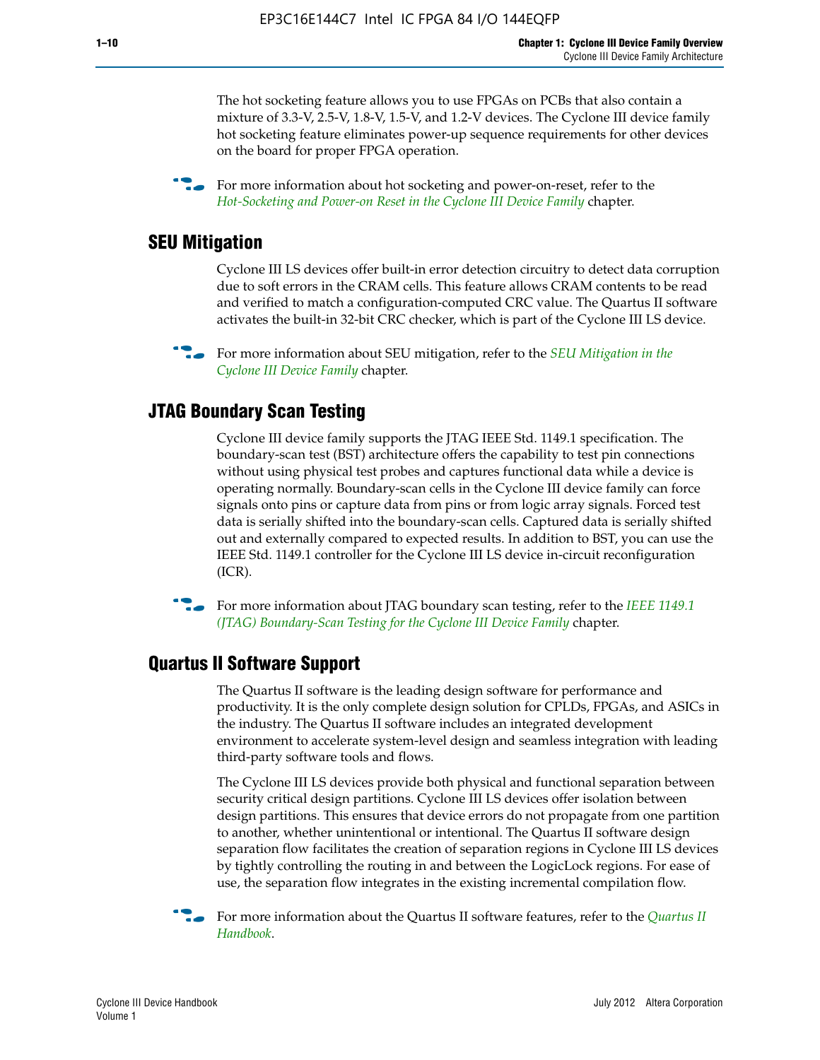The hot socketing feature allows you to use FPGAs on PCBs that also contain a mixture of 3.3-V, 2.5-V, 1.8-V, 1.5-V, and 1.2-V devices. The Cyclone III device family hot socketing feature eliminates power-up sequence requirements for other devices on the board for proper FPGA operation.

For more information about hot socketing and power-on-reset, refer to the *Hot-Socketing and Power-on Reset in the Cyclone III Device Family* chapter.

## SEU Mitigation

Cyclone III LS devices offer built-in error detection circuitry to detect data corruption due to soft errors in the CRAM cells. This feature allows CRAM contents to be read and verified to match a configuration-computed CRC value. The Quartus II software activates the built-in 32-bit CRC checker, which is part of the Cyclone III LS device.

For more information about SEU mitigation, refer to the *SEU Mitigation in the Cyclone III Device Family* chapter.

## JTAG Boundary Scan Testing

Cyclone III device family supports the JTAG IEEE Std. 1149.1 specification. The boundary-scan test (BST) architecture offers the capability to test pin connections without using physical test probes and captures functional data while a device is operating normally. Boundary-scan cells in the Cyclone III device family can force signals onto pins or capture data from pins or from logic array signals. Forced test data is serially shifted into the boundary-scan cells. Captured data is serially shifted out and externally compared to expected results. In addition to BST, you can use the IEEE Std. 1149.1 controller for the Cyclone III LS device in-circuit reconfiguration (ICR).

For more information about JTAG boundary scan testing, refer to the *IEEE 1149.1 (JTAG) Boundary-Scan Testing for the Cyclone III Device Family* chapter.

## Quartus II Software Support

The Quartus II software is the leading design software for performance and productivity. It is the only complete design solution for CPLDs, FPGAs, and ASICs in the industry. The Quartus II software includes an integrated development environment to accelerate system-level design and seamless integration with leading third-party software tools and flows.

The Cyclone III LS devices provide both physical and functional separation between security critical design partitions. Cyclone III LS devices offer isolation between design partitions. This ensures that device errors do not propagate from one partition to another, whether unintentional or intentional. The Quartus II software design separation flow facilitates the creation of separation regions in Cyclone III LS devices by tightly controlling the routing in and between the LogicLock regions. For ease of use, the separation flow integrates in the existing incremental compilation flow.

For more information about the Quartus II software features, refer to the *Quartus II Handbook*.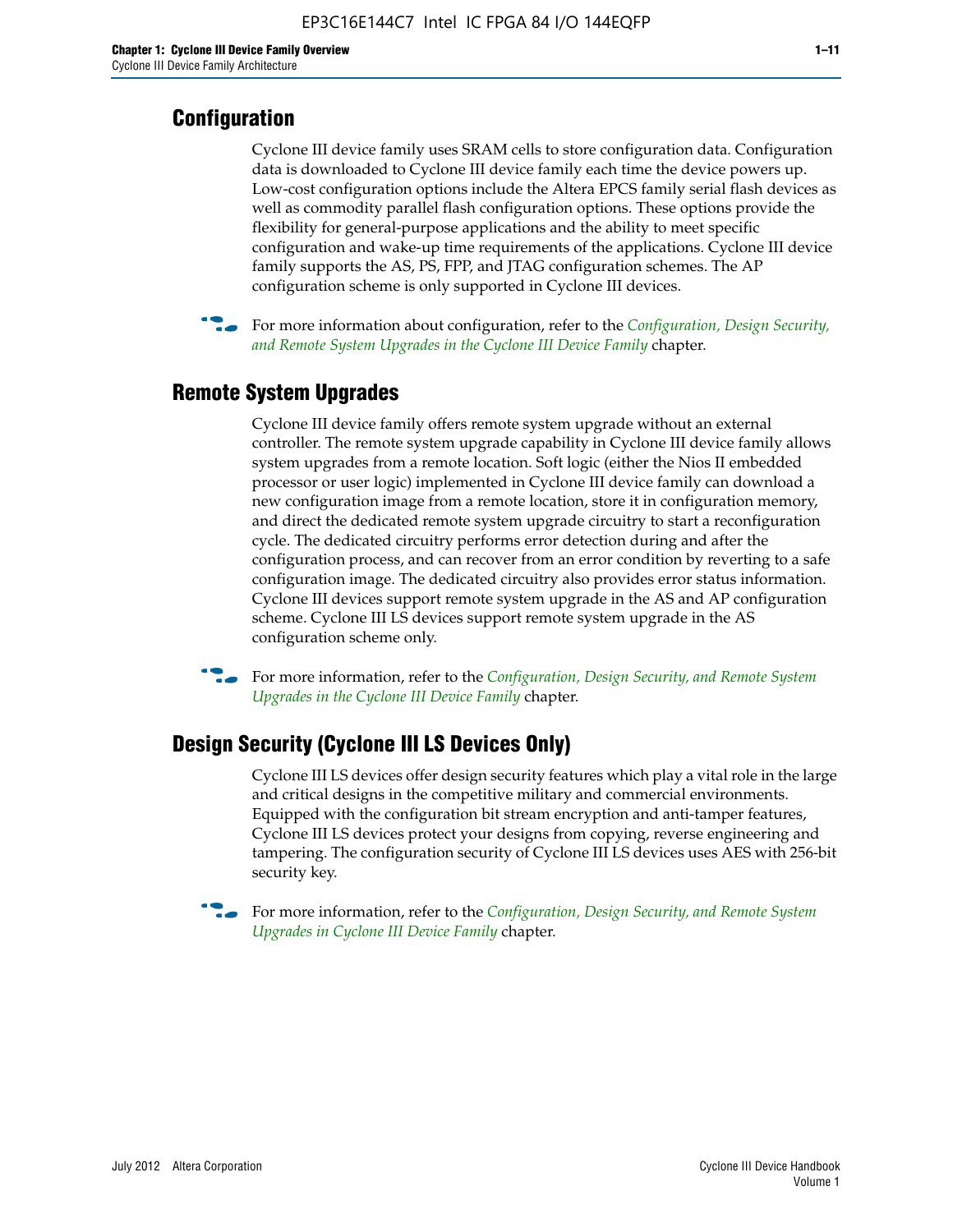## Configuration

Cyclone III device family uses SRAM cells to store configuration data. Configuration data is downloaded to Cyclone III device family each time the device powers up. Low-cost configuration options include the Altera EPCS family serial flash devices as well as commodity parallel flash configuration options. These options provide the flexibility for general-purpose applications and the ability to meet specific configuration and wake-up time requirements of the applications. Cyclone III device family supports the AS, PS, FPP, and JTAG configuration schemes. The AP configuration scheme is only supported in Cyclone III devices.

For more information about configuration, refer to the *Configuration, Design Security, and Remote System Upgrades in the Cyclone III Device Family* chapter.

## Remote System Upgrades

Cyclone III device family offers remote system upgrade without an external controller. The remote system upgrade capability in Cyclone III device family allows system upgrades from a remote location. Soft logic (either the Nios II embedded processor or user logic) implemented in Cyclone III device family can download a new configuration image from a remote location, store it in configuration memory, and direct the dedicated remote system upgrade circuitry to start a reconfiguration cycle. The dedicated circuitry performs error detection during and after the configuration process, and can recover from an error condition by reverting to a safe configuration image. The dedicated circuitry also provides error status information. Cyclone III devices support remote system upgrade in the AS and AP configuration scheme. Cyclone III LS devices support remote system upgrade in the AS configuration scheme only.

For more information, refer to the *Configuration, Design Security, and Remote System Upgrades in the Cyclone III Device Family* chapter.

## Design Security (Cyclone III LS Devices Only)

Cyclone III LS devices offer design security features which play a vital role in the large and critical designs in the competitive military and commercial environments. Equipped with the configuration bit stream encryption and anti-tamper features, Cyclone III LS devices protect your designs from copying, reverse engineering and tampering. The configuration security of Cyclone III LS devices uses AES with 256-bit security key.

For more information, refer to the *Configuration, Design Security, and Remote System Upgrades in Cyclone III Device Family* chapter.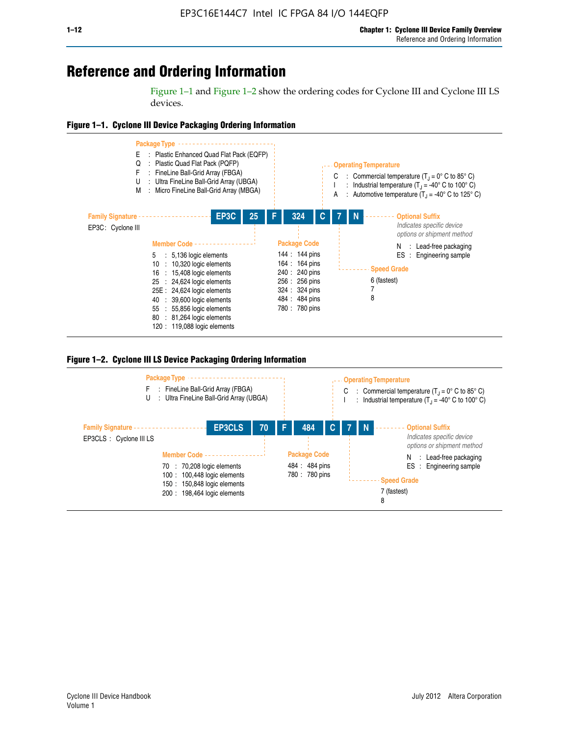# Reference and Ordering Information

Figure 1–1 and Figure 1–2 show the ordering codes for Cyclone III and Cyclone III LS devices.

**Figure 1–1. Cyclone III Device Packaging Ordering Information**

**EP3C | 25 | F | 324 | C | 7 | N**

**Family Signature**

EP3C : Cyclone III

**Member Code**

- 5 : 5,136 logic elements
- 10 : 10,320 logic elements
- 16 : 15,408 logic elements
- 25 : 24,624 logic elements
- 25E : 24,624 logic elements
- 40 : 39,600 logic elements
- 55 : 55,856 logic elements
- 80 : 81,264 logic elements
- 120 : 119,088 logic elements

**Package Type**

- E : Plastic Enhanced Quad Flat Pack (EQFP)
- Q : Plastic Quad Flat Pack (PQFP)
- F : FineLine Ball-Grid Array (FBGA)
- U : Ultra FineLine Ball-Grid Array (UBGA)
- M : Micro FineLine Ball-Grid Array (MBGA)

**Package Code**

- 144 : 144 pins
- 164 : 164 pins
- 240 : 240 pins
- 256 : 256 pins
- 324 : 324 pins
- 484 : 484 pins
- 780 : 780 pins

**Operating Temperature**

- C : Commercial temperature ($T_J$ = 0° C to 85° C)
- I : Industrial temperature ($T_J$ = -40° C to 100° C)
- A : Automotive temperature ($T_J$ = -40° C to 125° C)

**Speed Grade**

- 6 (fastest)
- 7
- 8

**Optional Suffix**

*Indicates specific device options or shipment method*

- N : Lead-free packaging
- ES : Engineering sample

**Figure 1–2. Cyclone III LS Device Packaging Ordering Information**

**EP3CLS | 70 | F | 484 | C | 7 | N**

**Family Signature**

EP3CLS : Cyclone III LS

**Member Code**

- 70 : 70,208 logic elements
- 100 : 100,448 logic elements
- 150 : 150,848 logic elements
- 200 : 198,464 logic elements

**Package Type**

- F : FineLine Ball-Grid Array (FBGA)
- U : Ultra FineLine Ball-Grid Array (UBGA)

**Package Code**

- 484 : 484 pins
- 780 : 780 pins

**Operating Temperature**

- C : Commercial temperature ($T_J$ = 0° C to 85° C)
- I : Industrial temperature ($T_J$ = -40° C to 100° C)

**Speed Grade**

- 7 (fastest)
- 8

**Optional Suffix**

*Indicates specific device options or shipment method*

- N : Lead-free packaging
- ES : Engineering sample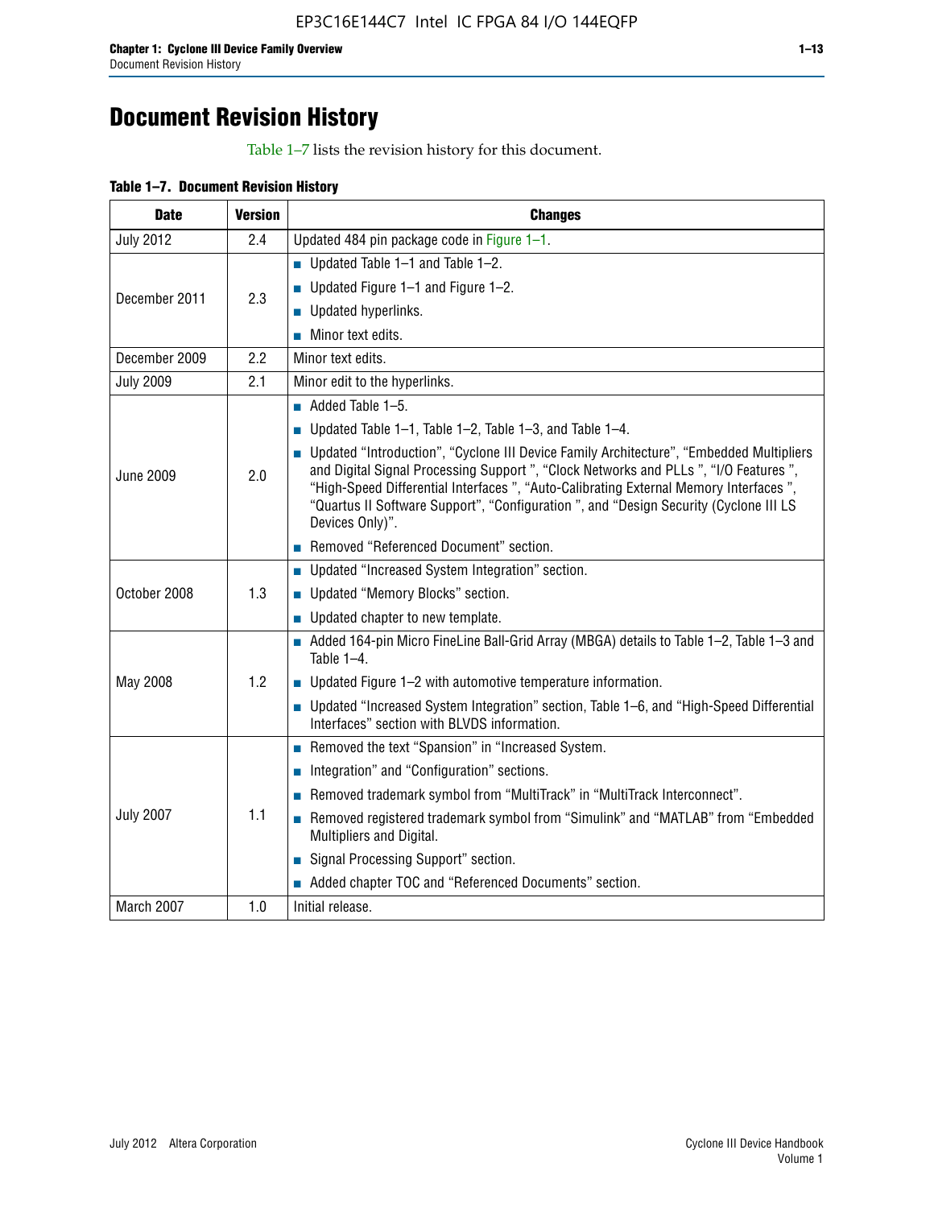# Document Revision History

Table 1–7 lists the revision history for this document.

**Table 1–7. Document Revision History**

| Date | Version | Changes |
|---|---|---|
| July 2012 | 2.4 | Updated 484 pin package code in Figure 1–1. |
| December 2011 | 2.3 | ■ Updated Table 1–1 and Table 1–2.<br>■ Updated Figure 1–1 and Figure 1–2.<br>■ Updated hyperlinks.<br>■ Minor text edits. |
| December 2009 | 2.2 | Minor text edits. |
| July 2009 | 2.1 | Minor edit to the hyperlinks. |
| June 2009 | 2.0 | ■ Added Table 1–5.<br>■ Updated Table 1–1, Table 1–2, Table 1–3, and Table 1–4.<br>■ Updated "Introduction", "Cyclone III Device Family Architecture", "Embedded Multipliers and Digital Signal Processing Support ", "Clock Networks and PLLs ", "I/O Features ", "High-Speed Differential Interfaces ", "Auto-Calibrating External Memory Interfaces ", "Quartus II Software Support", "Configuration ", and "Design Security (Cyclone III LS Devices Only)".<br>■ Removed "Referenced Document" section. |
| October 2008 | 1.3 | ■ Updated "Increased System Integration" section.<br>■ Updated "Memory Blocks" section.<br>■ Updated chapter to new template. |
| May 2008 | 1.2 | ■ Added 164-pin Micro FineLine Ball-Grid Array (MBGA) details to Table 1–2, Table 1–3 and Table 1–4.<br>■ Updated Figure 1–2 with automotive temperature information.<br>■ Updated "Increased System Integration" section, Table 1–6, and "High-Speed Differential Interfaces" section with BLVDS information. |
| July 2007 | 1.1 | ■ Removed the text "Spansion" in "Increased System.<br>■ Integration" and "Configuration" sections.<br>■ Removed trademark symbol from "MultiTrack" in "MultiTrack Interconnect".<br>■ Removed registered trademark symbol from "Simulink" and "MATLAB" from "Embedded Multipliers and Digital.<br>■ Signal Processing Support" section.<br>■ Added chapter TOC and "Referenced Documents" section. |
| March 2007 | 1.0 | Initial release. |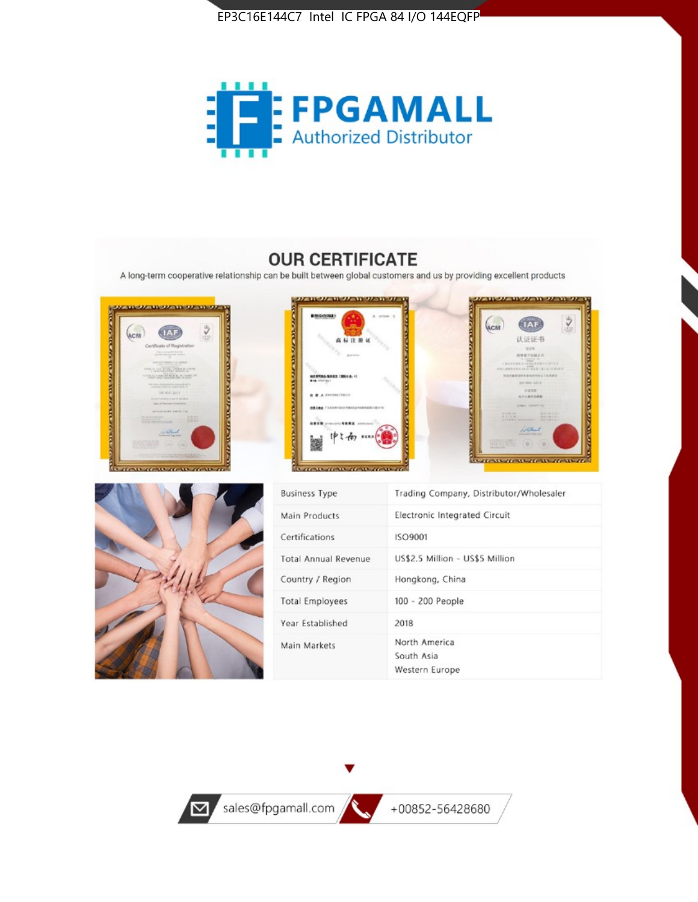# FPGAMALL
Authorized Distributor

## OUR CERTIFICATE

A long-term cooperative relationship can be built between global customers and us by providing excellent products

| | |
|---|---|
| Business Type | Trading Company, Distributor/Wholesaler |
| Main Products | Electronic Integrated Circuit |
| Certifications | ISO9001 |
| Total Annual Revenue | US$2.5 Million - US$5 Million |
| Country / Region | Hongkong, China |
| Total Employees | 100 - 200 People |
| Year Established | 2018 |
| Main Markets | North America<br>South Asia<br>Western Europe |

sales@fpgamall.com

+00852-56428680